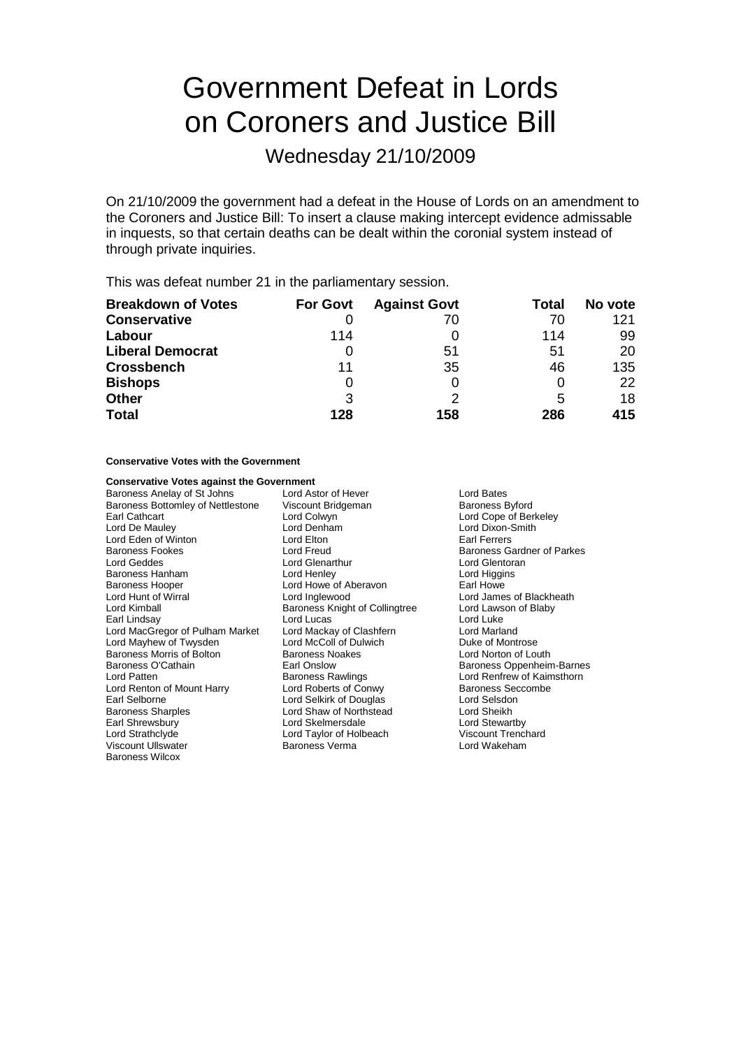# Government Defeat in Lords on Coroners and Justice Bill

## Wednesday 21/10/2009

On 21/10/2009 the government had a defeat in the House of Lords on an amendment to the Coroners and Justice Bill: To insert a clause making intercept evidence admissable in inquests, so that certain deaths can be dealt within the coronial system instead of through private inquiries.

This was defeat number 21 in the parliamentary session.

| Breakdown of Votes | For Govt | Against Govt | Total | No vote |
|---|---|---|---|---|
| Conservative | 0 | 70 | 70 | 121 |
| Labour | 114 | 0 | 114 | 99 |
| Liberal Democrat | 0 | 51 | 51 | 20 |
| Crossbench | 11 | 35 | 46 | 135 |
| Bishops | 0 | 0 | 0 | 22 |
| Other | 3 | 2 | 5 | 18 |
| **Total** | **128** | **158** | **286** | **415** |

**Conservative Votes with the Government**

**Conservative Votes against the Government**

Baroness Anelay of St Johns
Lord Astor of Hever
Lord Bates
Baroness Bottomley of Nettlestone
Viscount Bridgeman
Baroness Byford
Earl Cathcart
Lord Colwyn
Lord Cope of Berkeley
Lord De Mauley
Lord Denham
Lord Dixon-Smith
Lord Eden of Winton
Lord Elton
Earl Ferrers
Baroness Fookes
Lord Freud
Baroness Gardner of Parkes
Lord Geddes
Lord Glenarthur
Lord Glentoran
Baroness Hanham
Lord Henley
Lord Higgins
Baroness Hooper
Lord Howe of Aberavon
Earl Howe
Lord Hunt of Wirral
Lord Inglewood
Lord James of Blackheath
Lord Kimball
Baroness Knight of Collingtree
Lord Lawson of Blaby
Earl Lindsay
Lord Lucas
Lord Luke
Lord MacGregor of Pulham Market
Lord Mackay of Clashfern
Lord Marland
Lord Mayhew of Twysden
Lord McColl of Dulwich
Duke of Montrose
Baroness Morris of Bolton
Baroness Noakes
Lord Norton of Louth
Baroness O'Cathain
Earl Onslow
Baroness Oppenheim-Barnes
Lord Patten
Baroness Rawlings
Lord Renfrew of Kaimsthorn
Lord Renton of Mount Harry
Lord Roberts of Conwy
Baroness Seccombe
Earl Selborne
Lord Selkirk of Douglas
Lord Selsdon
Baroness Sharples
Lord Shaw of Northstead
Lord Sheikh
Earl Shrewsbury
Lord Skelmersdale
Lord Stewartby
Lord Strathclyde
Lord Taylor of Holbeach
Viscount Trenchard
Viscount Ullswater
Baroness Verma
Lord Wakeham
Baroness Wilcox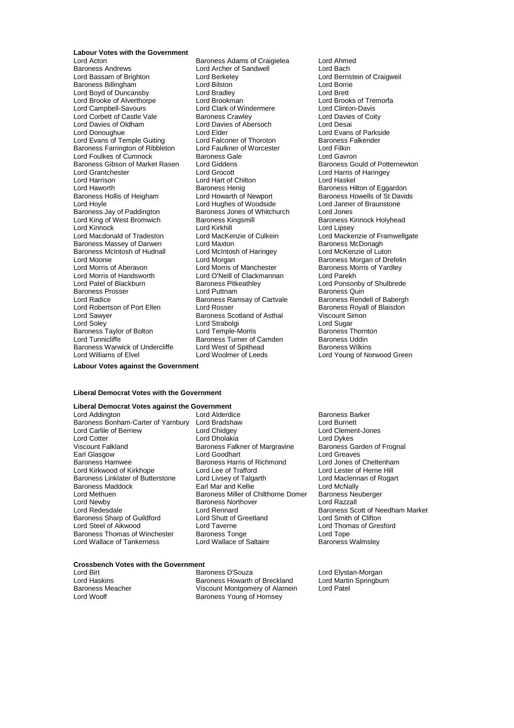**Labour Votes with the Government**

Lord Acton
Baroness Adams of Craigielea
Lord Ahmed
Baroness Andrews
Lord Archer of Sandwell
Lord Bach
Lord Bassam of Brighton
Lord Berkeley
Lord Bernstein of Craigweil
Baroness Billingham
Lord Bilston
Lord Borrie
Lord Boyd of Duncansby
Lord Bradley
Lord Brett
Lord Brooke of Alverthorpe
Lord Brookman
Lord Brooks of Tremorfa
Lord Campbell-Savours
Lord Clark of Windermere
Lord Clinton-Davis
Lord Corbett of Castle Vale
Baroness Crawley
Lord Davies of Coity
Lord Davies of Oldham
Lord Davies of Abersoch
Lord Desai
Lord Donoughue
Lord Elder
Lord Evans of Parkside
Lord Evans of Temple Guiting
Lord Falconer of Thoroton
Baroness Falkender
Baroness Farrington of Ribbleton
Lord Faulkner of Worcester
Lord Filkin
Lord Foulkes of Cumnock
Baroness Gale
Lord Gavron
Baroness Gibson of Market Rasen
Lord Giddens
Baroness Gould of Potternewton
Lord Grantchester
Lord Grocott
Lord Harris of Haringey
Lord Harrison
Lord Hart of Chilton
Lord Haskel
Lord Haworth
Baroness Henig
Baroness Hilton of Eggardon
Baroness Hollis of Heigham
Lord Howarth of Newport
Baroness Howells of St Davids
Lord Hoyle
Lord Hughes of Woodside
Lord Janner of Braunstone
Baroness Jay of Paddington
Baroness Jones of Whitchurch
Lord Jones
Lord King of West Bromwich
Baroness Kingsmill
Baroness Kinnock Holyhead
Lord Kinnock
Lord Kirkhill
Lord Lipsey
Lord Macdonald of Tradeston
Lord MacKenzie of Culkein
Lord Mackenzie of Framwellgate
Baroness Massey of Darwen
Lord Maxton
Baroness McDonagh
Baroness McIntosh of Hudnall
Lord McIntosh of Haringey
Lord McKenzie of Luton
Lord Moonie
Lord Morgan
Baroness Morgan of Drefelin
Lord Morris of Aberavon
Lord Morris of Manchester
Baroness Morris of Yardley
Lord Morris of Handsworth
Lord O'Neill of Clackmannan
Lord Parekh
Lord Patel of Blackburn
Baroness Pitkeathley
Lord Ponsonby of Shulbrede
Baroness Prosser
Lord Puttnam
Baroness Quin
Lord Radice
Baroness Ramsay of Cartvale
Baroness Rendell of Babergh
Lord Robertson of Port Ellen
Lord Rosser
Baroness Royall of Blaisdon
Lord Sawyer
Baroness Scotland of Asthal
Viscount Simon
Lord Soley
Lord Strabolgi
Lord Sugar
Baroness Taylor of Bolton
Lord Temple-Morris
Baroness Thornton
Lord Tunnicliffe
Baroness Turner of Camden
Baroness Uddin
Baroness Warwick of Undercliffe
Lord West of Spithead
Baroness Wilkins
Lord Williams of Elvel
Lord Woolmer of Leeds
Lord Young of Norwood Green

**Labour Votes against the Government**

**Liberal Democrat Votes with the Government**

**Liberal Democrat Votes against the Government**

Lord Addington
Lord Alderdice
Baroness Barker
Baroness Bonham-Carter of Yarnbury
Lord Bradshaw
Lord Burnett
Lord Carlile of Berriew
Lord Chidgey
Lord Clement-Jones
Lord Cotter
Lord Dholakia
Lord Dykes
Viscount Falkland
Baroness Falkner of Margravine
Baroness Garden of Frognal
Earl Glasgow
Lord Goodhart
Lord Greaves
Baroness Hamwee
Baroness Harris of Richmond
Lord Jones of Cheltenham
Lord Kirkwood of Kirkhope
Lord Lee of Trafford
Lord Lester of Herne Hill
Baroness Linklater of Butterstone
Lord Livsey of Talgarth
Lord Maclennan of Rogart
Baroness Maddock
Earl Mar and Kellie
Lord McNally
Lord Methuen
Baroness Miller of Chilthorne Domer
Baroness Neuberger
Lord Newby
Baroness Northover
Lord Razzall
Lord Redesdale
Lord Rennard
Baroness Scott of Needham Market
Baroness Sharp of Guildford
Lord Shutt of Greetland
Lord Smith of Clifton
Lord Steel of Aikwood
Lord Taverne
Lord Thomas of Gresford
Baroness Thomas of Winchester
Baroness Tonge
Lord Tope
Lord Wallace of Tankerness
Lord Wallace of Saltaire
Baroness Walmsley

**Crossbench Votes with the Government**

Lord Birt
Baroness D'Souza
Lord Elystan-Morgan
Lord Haskins
Baroness Howarth of Breckland
Lord Martin Springburn
Baroness Meacher
Viscount Montgomery of Alamein
Lord Patel
Lord Woolf
Baroness Young of Hornsey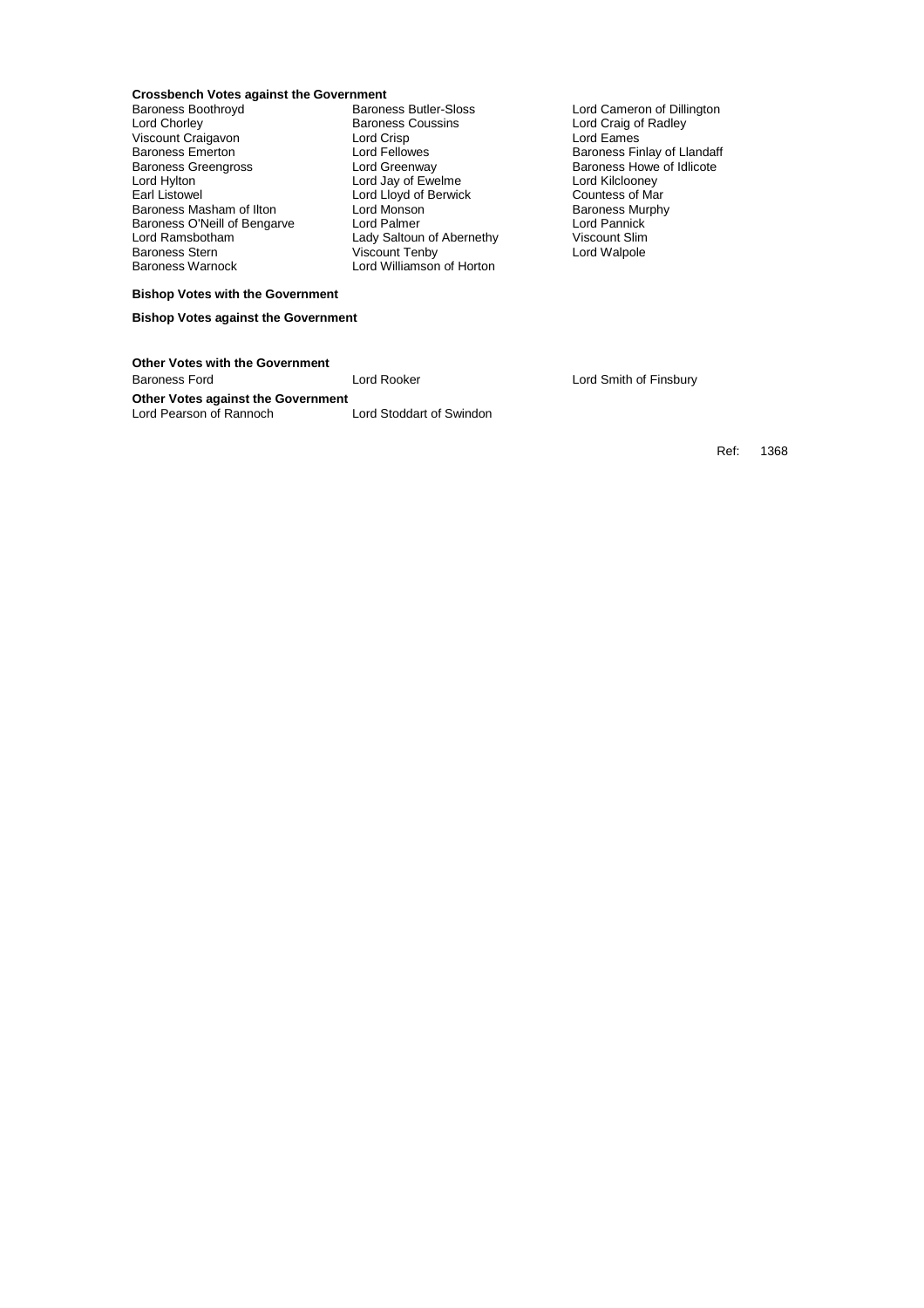**Crossbench Votes against the Government**

| | | |
|---|---|---|
| Baroness Boothroyd | Baroness Butler-Sloss | Lord Cameron of Dillington |
| Lord Chorley | Baroness Coussins | Lord Craig of Radley |
| Viscount Craigavon | Lord Crisp | Lord Eames |
| Baroness Emerton | Lord Fellowes | Baroness Finlay of Llandaff |
| Baroness Greengross | Lord Greenway | Baroness Howe of Idlicote |
| Lord Hylton | Lord Jay of Ewelme | Lord Kilclooney |
| Earl Listowel | Lord Lloyd of Berwick | Countess of Mar |
| Baroness Masham of Ilton | Lord Monson | Baroness Murphy |
| Baroness O'Neill of Bengarve | Lord Palmer | Lord Pannick |
| Lord Ramsbotham | Lady Saltoun of Abernethy | Viscount Slim |
| Baroness Stern | Viscount Tenby | Lord Walpole |
| Baroness Warnock | Lord Williamson of Horton | |

**Bishop Votes with the Government**

**Bishop Votes against the Government**

**Other Votes with the Government**

| | | |
|---|---|---|
| Baroness Ford | Lord Rooker | Lord Smith of Finsbury |

**Other Votes against the Government**

| | |
|---|---|
| Lord Pearson of Rannoch | Lord Stoddart of Swindon |

Ref: 1368